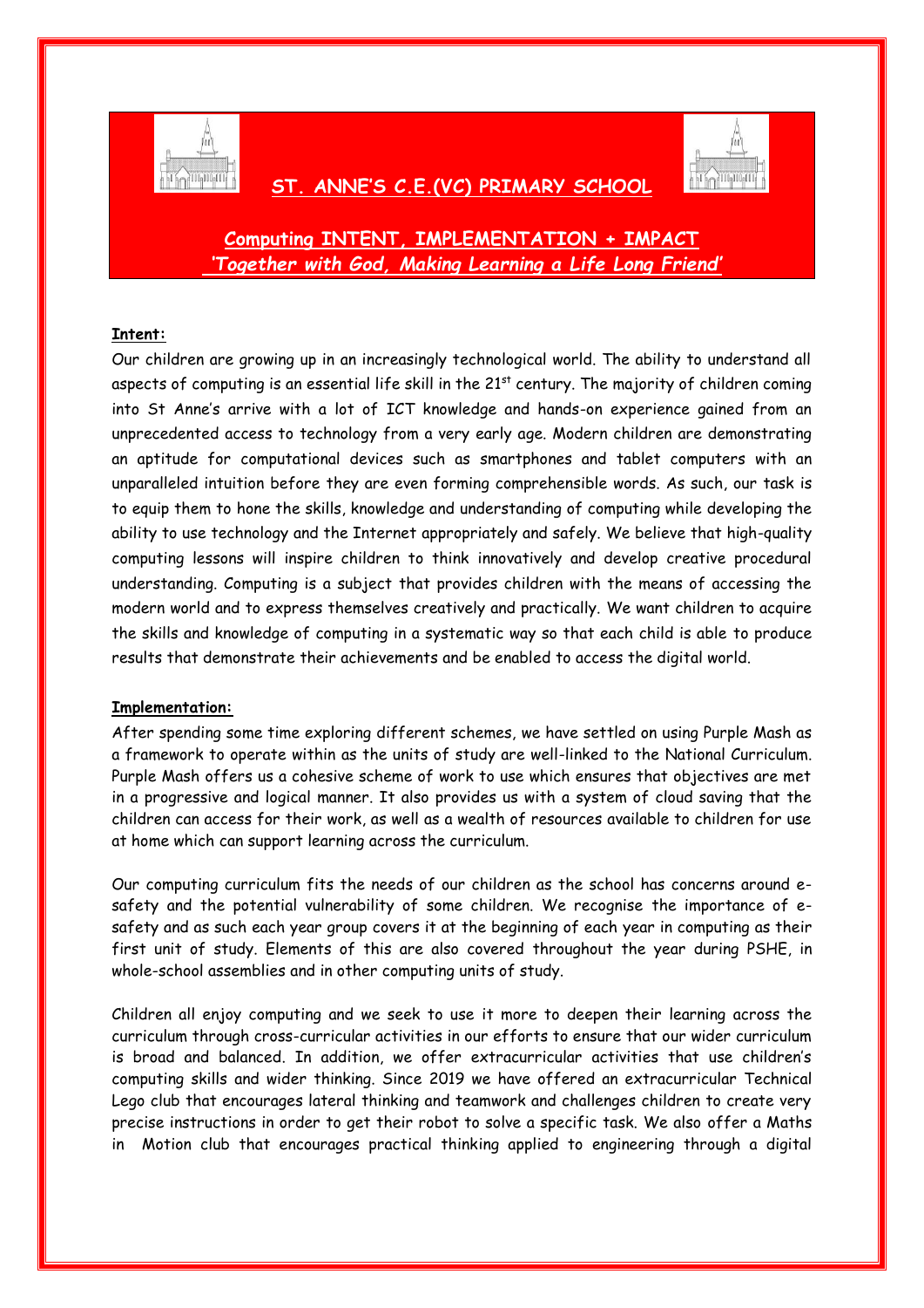# ST. ANNE'S C.E.(VC) PRIMARY SCHOOL

## Computing INTENT, IMPLEMENTATION + IMPACT

***'Together with God, Making Learning a Life Long Friend'***

**Intent:**

Our children are growing up in an increasingly technological world. The ability to understand all aspects of computing is an essential life skill in the 21st century. The majority of children coming into St Anne's arrive with a lot of ICT knowledge and hands-on experience gained from an unprecedented access to technology from a very early age. Modern children are demonstrating an aptitude for computational devices such as smartphones and tablet computers with an unparalleled intuition before they are even forming comprehensible words. As such, our task is to equip them to hone the skills, knowledge and understanding of computing while developing the ability to use technology and the Internet appropriately and safely. We believe that high-quality computing lessons will inspire children to think innovatively and develop creative procedural understanding. Computing is a subject that provides children with the means of accessing the modern world and to express themselves creatively and practically. We want children to acquire the skills and knowledge of computing in a systematic way so that each child is able to produce results that demonstrate their achievements and be enabled to access the digital world.

**Implementation:**

After spending some time exploring different schemes, we have settled on using Purple Mash as a framework to operate within as the units of study are well-linked to the National Curriculum. Purple Mash offers us a cohesive scheme of work to use which ensures that objectives are met in a progressive and logical manner. It also provides us with a system of cloud saving that the children can access for their work, as well as a wealth of resources available to children for use at home which can support learning across the curriculum.

Our computing curriculum fits the needs of our children as the school has concerns around e-safety and the potential vulnerability of some children. We recognise the importance of e-safety and as such each year group covers it at the beginning of each year in computing as their first unit of study. Elements of this are also covered throughout the year during PSHE, in whole-school assemblies and in other computing units of study.

Children all enjoy computing and we seek to use it more to deepen their learning across the curriculum through cross-curricular activities in our efforts to ensure that our wider curriculum is broad and balanced. In addition, we offer extracurricular activities that use children's computing skills and wider thinking. Since 2019 we have offered an extracurricular Technical Lego club that encourages lateral thinking and teamwork and challenges children to create very precise instructions in order to get their robot to solve a specific task. We also offer a Maths in Motion club that encourages practical thinking applied to engineering through a digital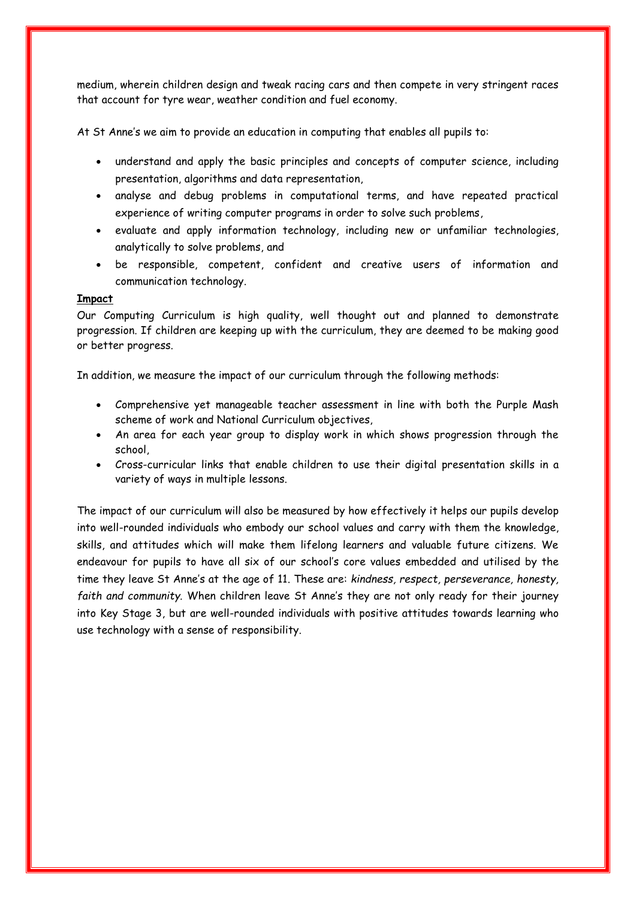medium, wherein children design and tweak racing cars and then compete in very stringent races that account for tyre wear, weather condition and fuel economy.

At St Anne's we aim to provide an education in computing that enables all pupils to:

- understand and apply the basic principles and concepts of computer science, including presentation, algorithms and data representation,
- analyse and debug problems in computational terms, and have repeated practical experience of writing computer programs in order to solve such problems,
- evaluate and apply information technology, including new or unfamiliar technologies, analytically to solve problems, and
- be responsible, competent, confident and creative users of information and communication technology.

**Impact**

Our Computing Curriculum is high quality, well thought out and planned to demonstrate progression. If children are keeping up with the curriculum, they are deemed to be making good or better progress.

In addition, we measure the impact of our curriculum through the following methods:

- Comprehensive yet manageable teacher assessment in line with both the Purple Mash scheme of work and National Curriculum objectives,
- An area for each year group to display work in which shows progression through the school,
- Cross-curricular links that enable children to use their digital presentation skills in a variety of ways in multiple lessons.

The impact of our curriculum will also be measured by how effectively it helps our pupils develop into well-rounded individuals who embody our school values and carry with them the knowledge, skills, and attitudes which will make them lifelong learners and valuable future citizens. We endeavour for pupils to have all six of our school's core values embedded and utilised by the time they leave St Anne's at the age of 11. These are: *kindness, respect, perseverance, honesty, faith and community.* When children leave St Anne's they are not only ready for their journey into Key Stage 3, but are well-rounded individuals with positive attitudes towards learning who use technology with a sense of responsibility.